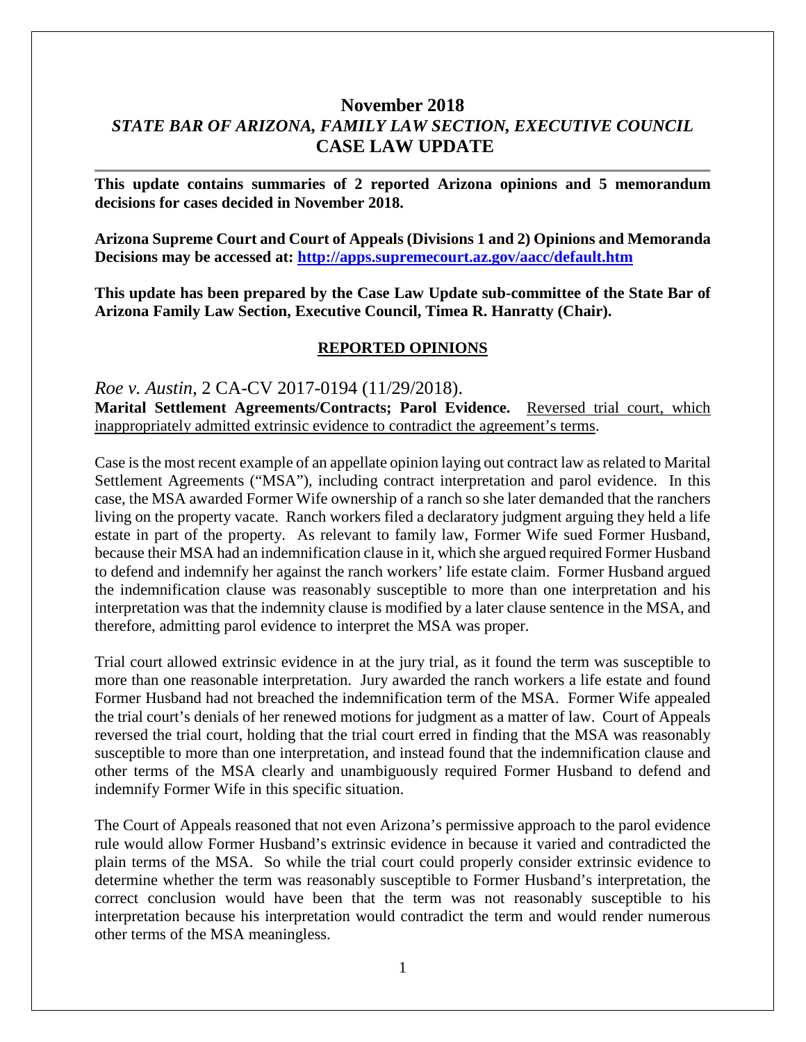# November 2018
## *STATE BAR OF ARIZONA, FAMILY LAW SECTION, EXECUTIVE COUNCIL*
## CASE LAW UPDATE

---

**This update contains summaries of 2 reported Arizona opinions and 5 memorandum decisions for cases decided in November 2018.**

**Arizona Supreme Court and Court of Appeals (Divisions 1 and 2) Opinions and Memoranda Decisions may be accessed at: [http://apps.supremecourt.az.gov/aacc/default.htm](http://apps.supremecourt.az.gov/aacc/default.htm)**

**This update has been prepared by the Case Law Update sub-committee of the State Bar of Arizona Family Law Section, Executive Council, Timea R. Hanratty (Chair).**

### REPORTED OPINIONS

*Roe v. Austin*, 2 CA-CV 2017-0194 (11/29/2018).
**Marital Settlement Agreements/Contracts; Parol Evidence.** Reversed trial court, which inappropriately admitted extrinsic evidence to contradict the agreement's terms.

Case is the most recent example of an appellate opinion laying out contract law as related to Marital Settlement Agreements ("MSA"), including contract interpretation and parol evidence. In this case, the MSA awarded Former Wife ownership of a ranch so she later demanded that the ranchers living on the property vacate. Ranch workers filed a declaratory judgment arguing they held a life estate in part of the property. As relevant to family law, Former Wife sued Former Husband, because their MSA had an indemnification clause in it, which she argued required Former Husband to defend and indemnify her against the ranch workers' life estate claim. Former Husband argued the indemnification clause was reasonably susceptible to more than one interpretation and his interpretation was that the indemnity clause is modified by a later clause sentence in the MSA, and therefore, admitting parol evidence to interpret the MSA was proper.

Trial court allowed extrinsic evidence in at the jury trial, as it found the term was susceptible to more than one reasonable interpretation. Jury awarded the ranch workers a life estate and found Former Husband had not breached the indemnification term of the MSA. Former Wife appealed the trial court's denials of her renewed motions for judgment as a matter of law. Court of Appeals reversed the trial court, holding that the trial court erred in finding that the MSA was reasonably susceptible to more than one interpretation, and instead found that the indemnification clause and other terms of the MSA clearly and unambiguously required Former Husband to defend and indemnify Former Wife in this specific situation.

The Court of Appeals reasoned that not even Arizona's permissive approach to the parol evidence rule would allow Former Husband's extrinsic evidence in because it varied and contradicted the plain terms of the MSA. So while the trial court could properly consider extrinsic evidence to determine whether the term was reasonably susceptible to Former Husband's interpretation, the correct conclusion would have been that the term was not reasonably susceptible to his interpretation because his interpretation would contradict the term and would render numerous other terms of the MSA meaningless.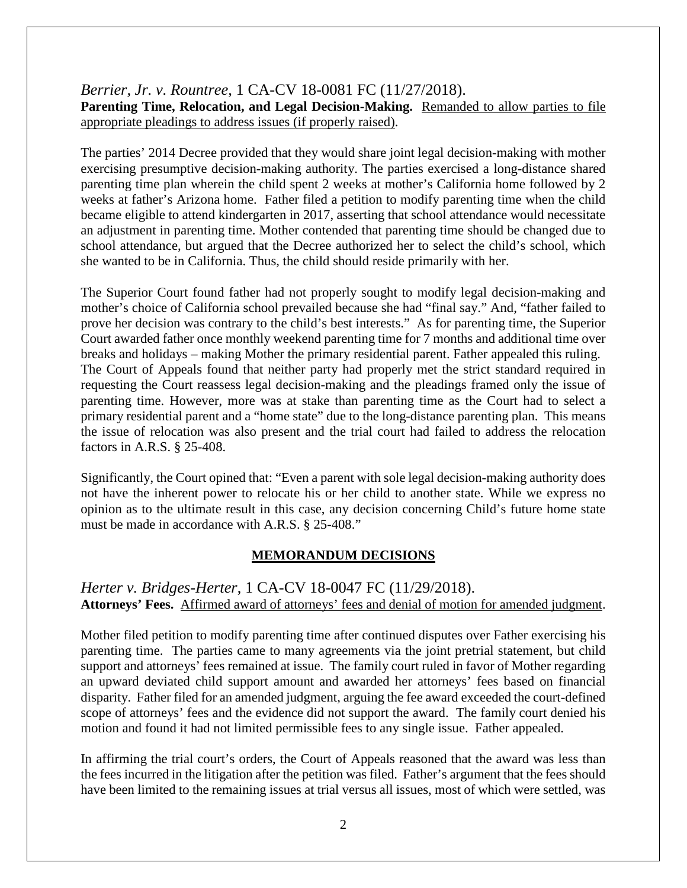*Berrier, Jr. v. Rountree*, 1 CA-CV 18-0081 FC (11/27/2018).
**Parenting Time, Relocation, and Legal Decision-Making.** <u>Remanded to allow parties to file appropriate pleadings to address issues (if properly raised)</u>.

The parties' 2014 Decree provided that they would share joint legal decision-making with mother exercising presumptive decision-making authority. The parties exercised a long-distance shared parenting time plan wherein the child spent 2 weeks at mother's California home followed by 2 weeks at father's Arizona home. Father filed a petition to modify parenting time when the child became eligible to attend kindergarten in 2017, asserting that school attendance would necessitate an adjustment in parenting time. Mother contended that parenting time should be changed due to school attendance, but argued that the Decree authorized her to select the child's school, which she wanted to be in California. Thus, the child should reside primarily with her.

The Superior Court found father had not properly sought to modify legal decision-making and mother's choice of California school prevailed because she had "final say." And, "father failed to prove her decision was contrary to the child's best interests." As for parenting time, the Superior Court awarded father once monthly weekend parenting time for 7 months and additional time over breaks and holidays – making Mother the primary residential parent. Father appealed this ruling. The Court of Appeals found that neither party had properly met the strict standard required in requesting the Court reassess legal decision-making and the pleadings framed only the issue of parenting time. However, more was at stake than parenting time as the Court had to select a primary residential parent and a "home state" due to the long-distance parenting plan. This means the issue of relocation was also present and the trial court had failed to address the relocation factors in A.R.S. § 25-408.

Significantly, the Court opined that: "Even a parent with sole legal decision-making authority does not have the inherent power to relocate his or her child to another state. While we express no opinion as to the ultimate result in this case, any decision concerning Child's future home state must be made in accordance with A.R.S. § 25-408."

## <u>MEMORANDUM DECISIONS</u>

*Herter v. Bridges-Herter*, 1 CA-CV 18-0047 FC (11/29/2018).
**Attorneys' Fees.** <u>Affirmed award of attorneys' fees and denial of motion for amended judgment</u>.

Mother filed petition to modify parenting time after continued disputes over Father exercising his parenting time. The parties came to many agreements via the joint pretrial statement, but child support and attorneys' fees remained at issue. The family court ruled in favor of Mother regarding an upward deviated child support amount and awarded her attorneys' fees based on financial disparity. Father filed for an amended judgment, arguing the fee award exceeded the court-defined scope of attorneys' fees and the evidence did not support the award. The family court denied his motion and found it had not limited permissible fees to any single issue. Father appealed.

In affirming the trial court's orders, the Court of Appeals reasoned that the award was less than the fees incurred in the litigation after the petition was filed. Father's argument that the fees should have been limited to the remaining issues at trial versus all issues, most of which were settled, was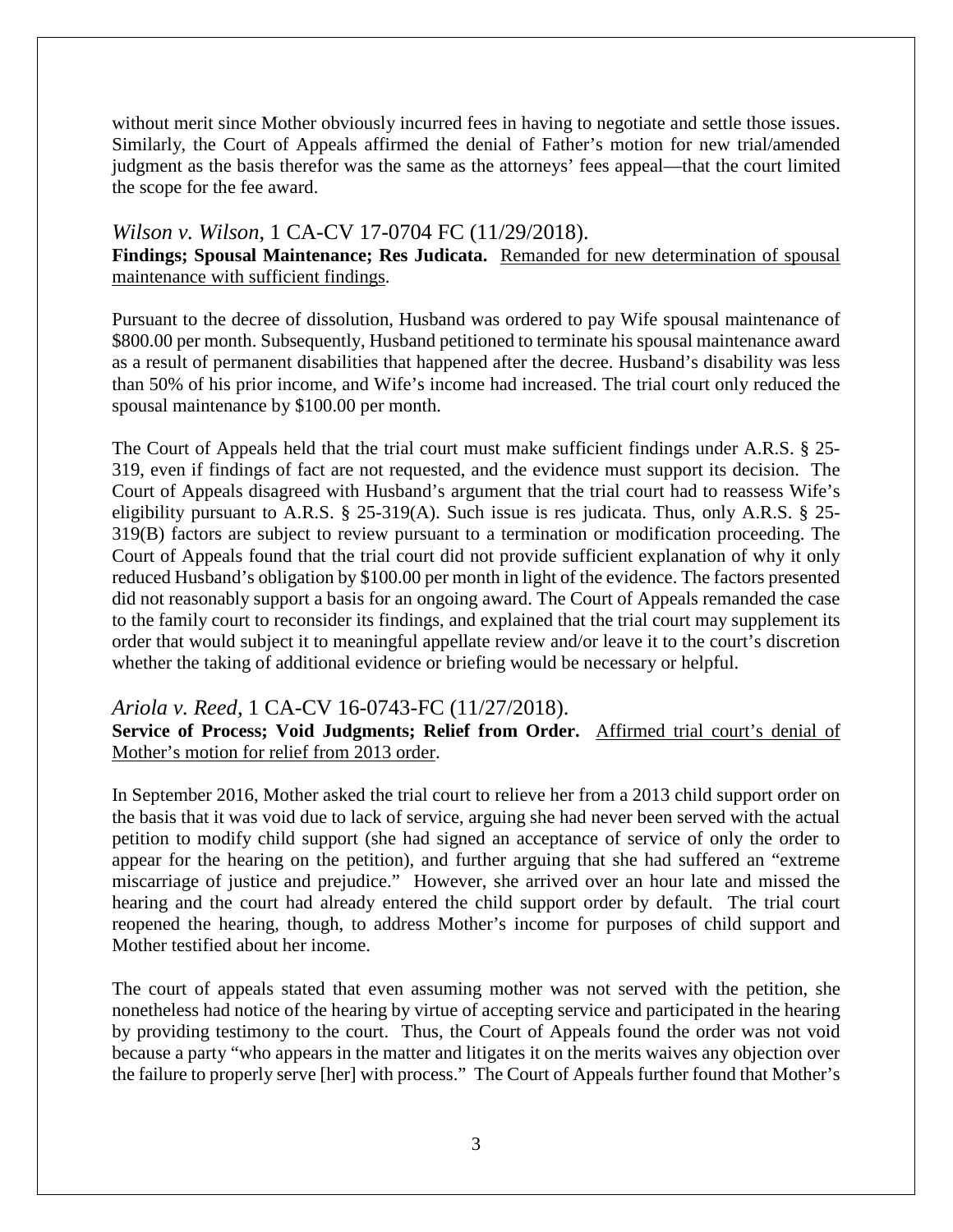without merit since Mother obviously incurred fees in having to negotiate and settle those issues. Similarly, the Court of Appeals affirmed the denial of Father's motion for new trial/amended judgment as the basis therefor was the same as the attorneys' fees appeal—that the court limited the scope for the fee award.

## *Wilson v. Wilson*, 1 CA-CV 17-0704 FC (11/29/2018).

**Findings; Spousal Maintenance; Res Judicata.** <u>Remanded for new determination of spousal maintenance with sufficient findings</u>.

Pursuant to the decree of dissolution, Husband was ordered to pay Wife spousal maintenance of \$800.00 per month. Subsequently, Husband petitioned to terminate his spousal maintenance award as a result of permanent disabilities that happened after the decree. Husband's disability was less than 50% of his prior income, and Wife's income had increased. The trial court only reduced the spousal maintenance by \$100.00 per month.

The Court of Appeals held that the trial court must make sufficient findings under A.R.S. § 25-319, even if findings of fact are not requested, and the evidence must support its decision. The Court of Appeals disagreed with Husband's argument that the trial court had to reassess Wife's eligibility pursuant to A.R.S. § 25-319(A). Such issue is res judicata. Thus, only A.R.S. § 25-319(B) factors are subject to review pursuant to a termination or modification proceeding. The Court of Appeals found that the trial court did not provide sufficient explanation of why it only reduced Husband's obligation by \$100.00 per month in light of the evidence. The factors presented did not reasonably support a basis for an ongoing award. The Court of Appeals remanded the case to the family court to reconsider its findings, and explained that the trial court may supplement its order that would subject it to meaningful appellate review and/or leave it to the court's discretion whether the taking of additional evidence or briefing would be necessary or helpful.

## *Ariola v. Reed*, 1 CA-CV 16-0743-FC (11/27/2018).

**Service of Process; Void Judgments; Relief from Order.** <u>Affirmed trial court's denial of Mother's motion for relief from 2013 order</u>.

In September 2016, Mother asked the trial court to relieve her from a 2013 child support order on the basis that it was void due to lack of service, arguing she had never been served with the actual petition to modify child support (she had signed an acceptance of service of only the order to appear for the hearing on the petition), and further arguing that she had suffered an "extreme miscarriage of justice and prejudice." However, she arrived over an hour late and missed the hearing and the court had already entered the child support order by default. The trial court reopened the hearing, though, to address Mother's income for purposes of child support and Mother testified about her income.

The court of appeals stated that even assuming mother was not served with the petition, she nonetheless had notice of the hearing by virtue of accepting service and participated in the hearing by providing testimony to the court. Thus, the Court of Appeals found the order was not void because a party "who appears in the matter and litigates it on the merits waives any objection over the failure to properly serve [her] with process." The Court of Appeals further found that Mother's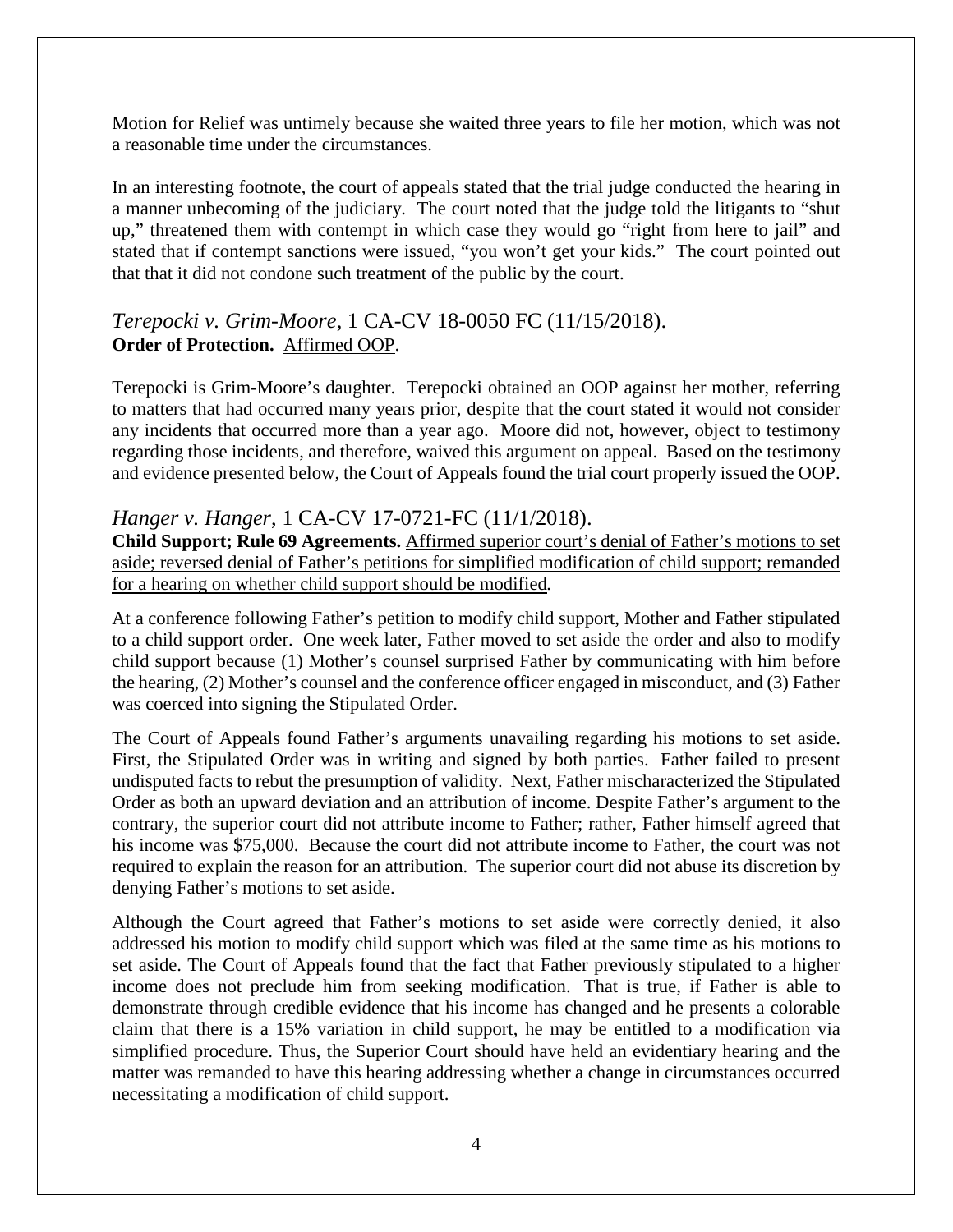Motion for Relief was untimely because she waited three years to file her motion, which was not a reasonable time under the circumstances.

In an interesting footnote, the court of appeals stated that the trial judge conducted the hearing in a manner unbecoming of the judiciary. The court noted that the judge told the litigants to "shut up," threatened them with contempt in which case they would go "right from here to jail" and stated that if contempt sanctions were issued, "you won't get your kids." The court pointed out that that it did not condone such treatment of the public by the court.

### *Terepocki v. Grim-Moore*, 1 CA-CV 18-0050 FC (11/15/2018).

**Order of Protection.** Affirmed OOP.

Terepocki is Grim-Moore's daughter. Terepocki obtained an OOP against her mother, referring to matters that had occurred many years prior, despite that the court stated it would not consider any incidents that occurred more than a year ago. Moore did not, however, object to testimony regarding those incidents, and therefore, waived this argument on appeal. Based on the testimony and evidence presented below, the Court of Appeals found the trial court properly issued the OOP.

### *Hanger v. Hanger*, 1 CA-CV 17-0721-FC (11/1/2018).

**Child Support; Rule 69 Agreements.** Affirmed superior court's denial of Father's motions to set aside; reversed denial of Father's petitions for simplified modification of child support; remanded for a hearing on whether child support should be modified.

At a conference following Father's petition to modify child support, Mother and Father stipulated to a child support order. One week later, Father moved to set aside the order and also to modify child support because (1) Mother's counsel surprised Father by communicating with him before the hearing, (2) Mother's counsel and the conference officer engaged in misconduct, and (3) Father was coerced into signing the Stipulated Order.

The Court of Appeals found Father's arguments unavailing regarding his motions to set aside. First, the Stipulated Order was in writing and signed by both parties. Father failed to present undisputed facts to rebut the presumption of validity. Next, Father mischaracterized the Stipulated Order as both an upward deviation and an attribution of income. Despite Father's argument to the contrary, the superior court did not attribute income to Father; rather, Father himself agreed that his income was $75,000. Because the court did not attribute income to Father, the court was not required to explain the reason for an attribution. The superior court did not abuse its discretion by denying Father's motions to set aside.

Although the Court agreed that Father's motions to set aside were correctly denied, it also addressed his motion to modify child support which was filed at the same time as his motions to set aside. The Court of Appeals found that the fact that Father previously stipulated to a higher income does not preclude him from seeking modification. That is true, if Father is able to demonstrate through credible evidence that his income has changed and he presents a colorable claim that there is a 15% variation in child support, he may be entitled to a modification via simplified procedure. Thus, the Superior Court should have held an evidentiary hearing and the matter was remanded to have this hearing addressing whether a change in circumstances occurred necessitating a modification of child support.